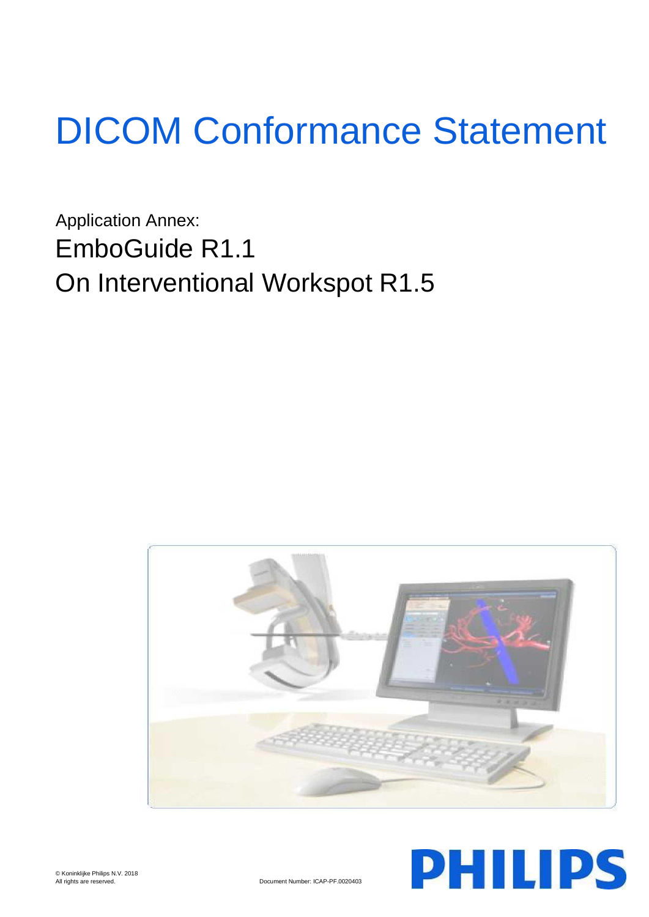# DICOM Conformance Statement

Application Annex:

## EmboGuide R1.1

## On Interventional Workspot R1.5

© Koninklijke Philips N.V. 2018
All rights are reserved.

Document Number: ICAP-PF.0020403

PHILIPS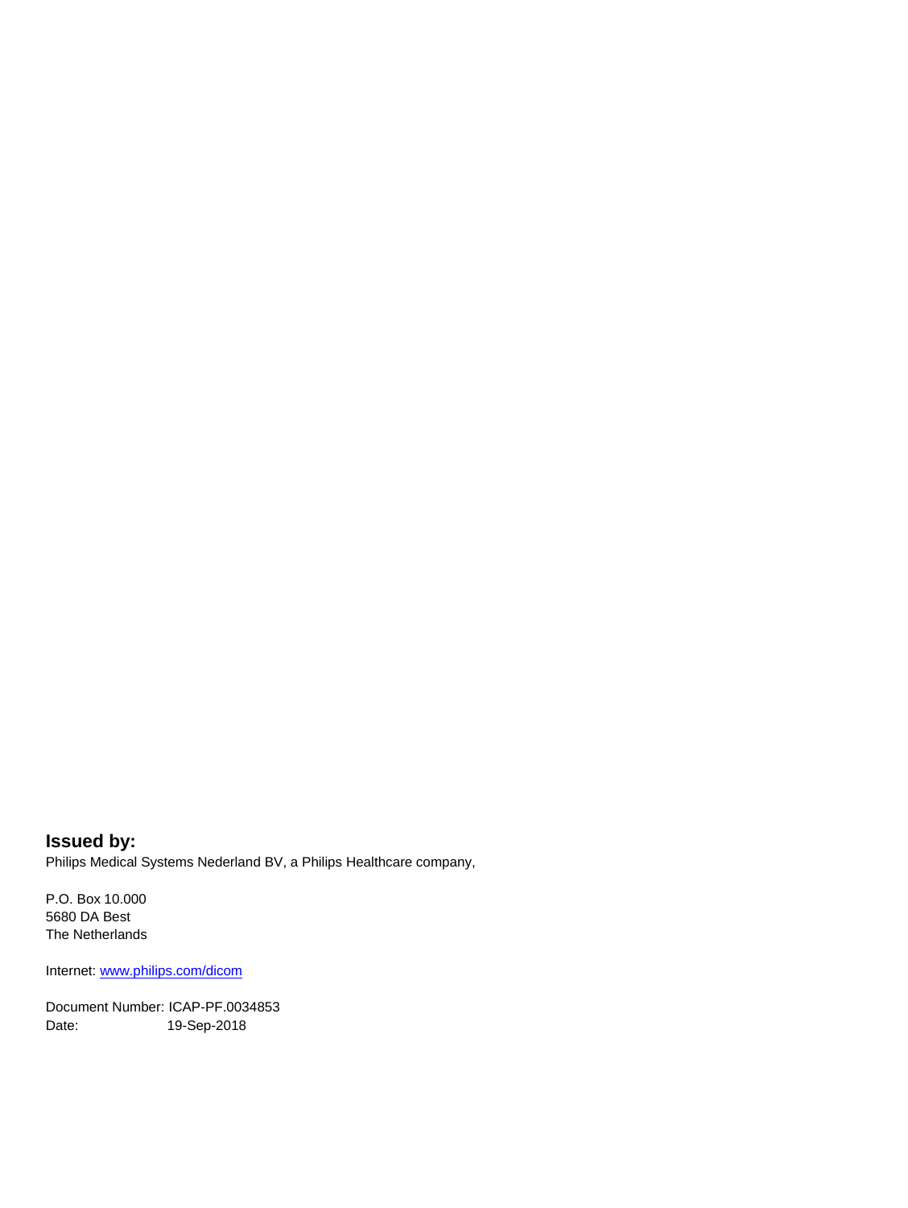**Issued by:**

Philips Medical Systems Nederland BV, a Philips Healthcare company,

P.O. Box 10.000
5680 DA Best
The Netherlands

Internet: [www.philips.com/dicom](www.philips.com/dicom)

Document Number: ICAP-PF.0034853
Date: 19-Sep-2018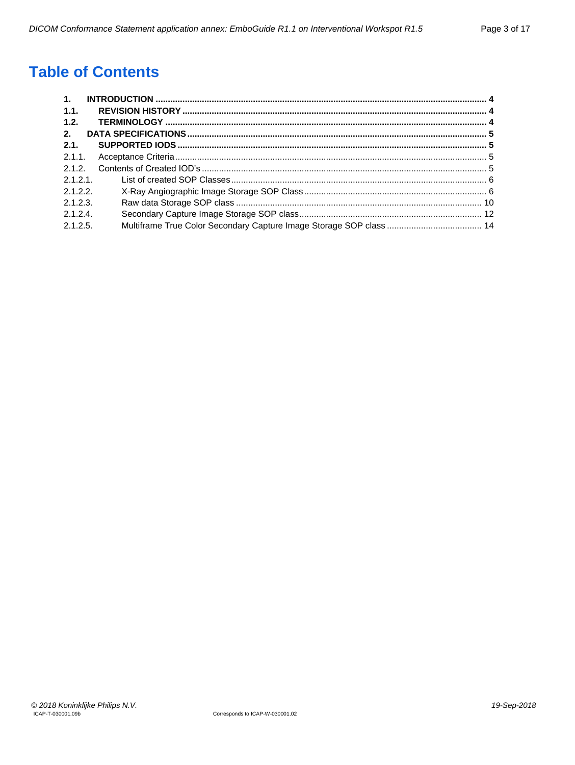# Table of Contents

**1. INTRODUCTION** ..... **4**

**1.1. REVISION HISTORY** ..... **4**

**1.2. TERMINOLOGY** ..... **4**

**2. DATA SPECIFICATIONS** ..... **5**

**2.1. SUPPORTED IODS** ..... **5**

2.1.1. Acceptance Criteria ..... 5

2.1.2. Contents of Created IOD's ..... 5

2.1.2.1. List of created SOP Classes ..... 6

2.1.2.2. X-Ray Angiographic Image Storage SOP Class ..... 6

2.1.2.3. Raw data Storage SOP class ..... 10

2.1.2.4. Secondary Capture Image Storage SOP class ..... 12

2.1.2.5. Multiframe True Color Secondary Capture Image Storage SOP class ..... 14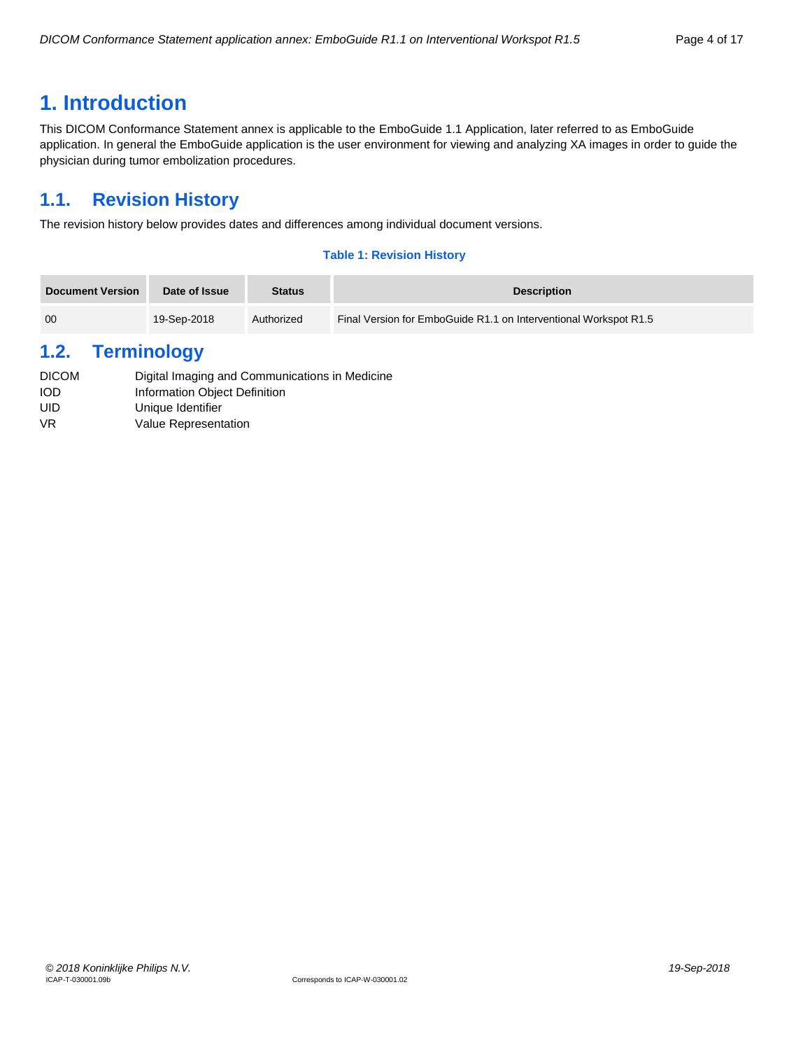# 1. Introduction

This DICOM Conformance Statement annex is applicable to the EmboGuide 1.1 Application, later referred to as EmboGuide application. In general the EmboGuide application is the user environment for viewing and analyzing XA images in order to guide the physician during tumor embolization procedures.

## 1.1. Revision History

The revision history below provides dates and differences among individual document versions.

**Table 1: Revision History**

| Document Version | Date of Issue | Status | Description |
|---|---|---|---|
| 00 | 19-Sep-2018 | Authorized | Final Version for EmboGuide R1.1 on Interventional Workspot R1.5 |

## 1.2. Terminology

| | |
|---|---|
| DICOM | Digital Imaging and Communications in Medicine |
| IOD | Information Object Definition |
| UID | Unique Identifier |
| VR | Value Representation |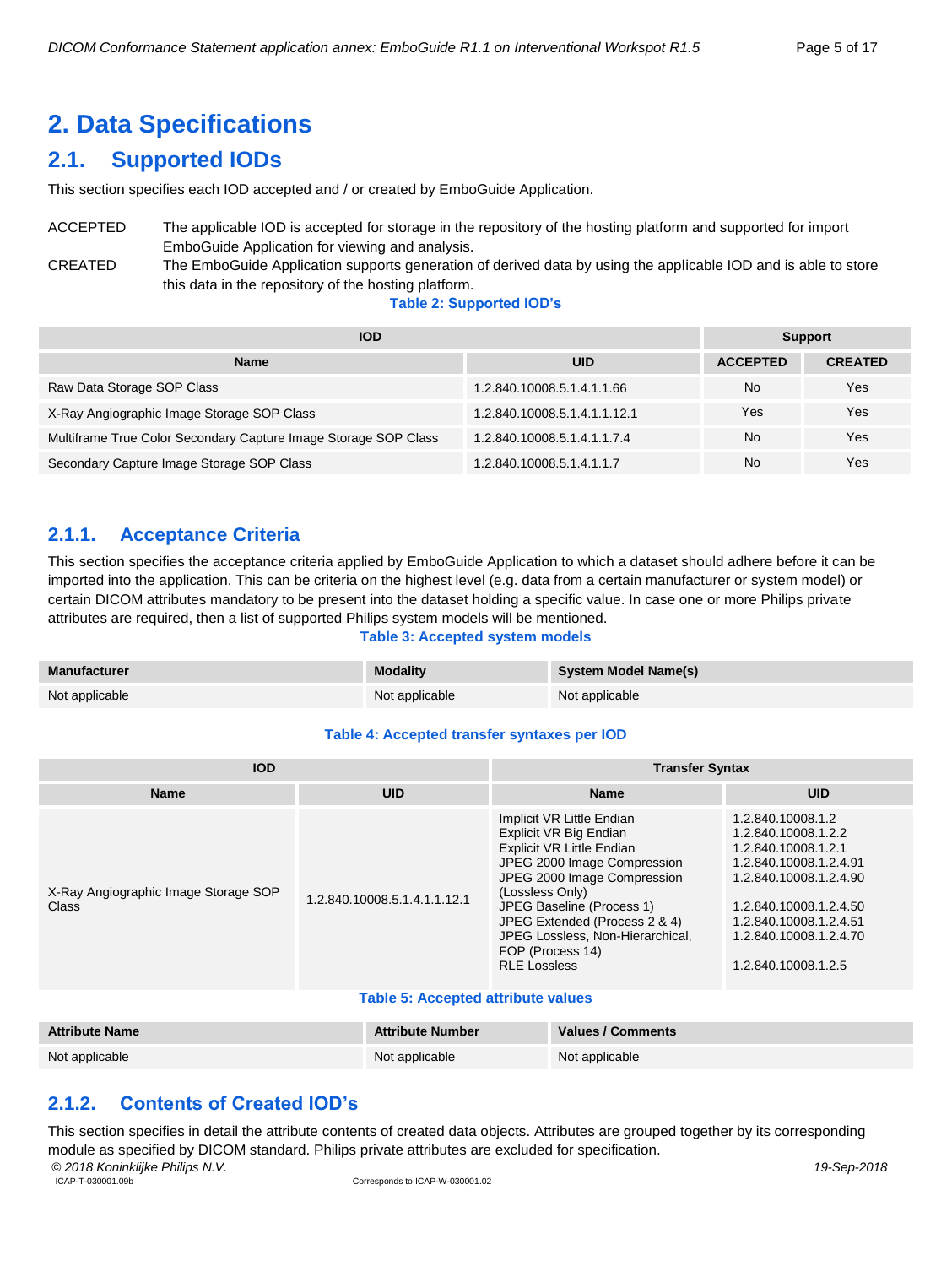# 2. Data Specifications

## 2.1. Supported IODs

This section specifies each IOD accepted and / or created by EmboGuide Application.

ACCEPTED The applicable IOD is accepted for storage in the repository of the hosting platform and supported for import EmboGuide Application for viewing and analysis.

CREATED The EmboGuide Application supports generation of derived data by using the applicable IOD and is able to store this data in the repository of the hosting platform.

**Table 2: Supported IOD's**

| IOD | | Support | |
|---|---|---|---|
| **Name** | **UID** | **ACCEPTED** | **CREATED** |
| Raw Data Storage SOP Class | 1.2.840.10008.5.1.4.1.1.66 | No | Yes |
| X-Ray Angiographic Image Storage SOP Class | 1.2.840.10008.5.1.4.1.1.12.1 | Yes | Yes |
| Multiframe True Color Secondary Capture Image Storage SOP Class | 1.2.840.10008.5.1.4.1.1.7.4 | No | Yes |
| Secondary Capture Image Storage SOP Class | 1.2.840.10008.5.1.4.1.1.7 | No | Yes |

### 2.1.1. Acceptance Criteria

This section specifies the acceptance criteria applied by EmboGuide Application to which a dataset should adhere before it can be imported into the application. This can be criteria on the highest level (e.g. data from a certain manufacturer or system model) or certain DICOM attributes mandatory to be present into the dataset holding a specific value. In case one or more Philips private attributes are required, then a list of supported Philips system models will be mentioned.

**Table 3: Accepted system models**

| Manufacturer | Modality | System Model Name(s) |
|---|---|---|
| Not applicable | Not applicable | Not applicable |

**Table 4: Accepted transfer syntaxes per IOD**

| IOD | | Transfer Syntax | |
|---|---|---|---|
| **Name** | **UID** | **Name** | **UID** |
| X-Ray Angiographic Image Storage SOP Class | 1.2.840.10008.5.1.4.1.1.12.1 | Implicit VR Little Endian | 1.2.840.10008.1.2 |
| | | Explicit VR Big Endian | 1.2.840.10008.1.2.2 |
| | | Explicit VR Little Endian | 1.2.840.10008.1.2.1 |
| | | JPEG 2000 Image Compression | 1.2.840.10008.1.2.4.91 |
| | | JPEG 2000 Image Compression (Lossless Only) | 1.2.840.10008.1.2.4.90 |
| | | JPEG Baseline (Process 1) | 1.2.840.10008.1.2.4.50 |
| | | JPEG Extended (Process 2 & 4) | 1.2.840.10008.1.2.4.51 |
| | | JPEG Lossless, Non-Hierarchical, FOP (Process 14) | 1.2.840.10008.1.2.4.70 |
| | | RLE Lossless | 1.2.840.10008.1.2.5 |

**Table 5: Accepted attribute values**

| Attribute Name | Attribute Number | Values / Comments |
|---|---|---|
| Not applicable | Not applicable | Not applicable |

### 2.1.2. Contents of Created IOD's

This section specifies in detail the attribute contents of created data objects. Attributes are grouped together by its corresponding module as specified by DICOM standard. Philips private attributes are excluded for specification.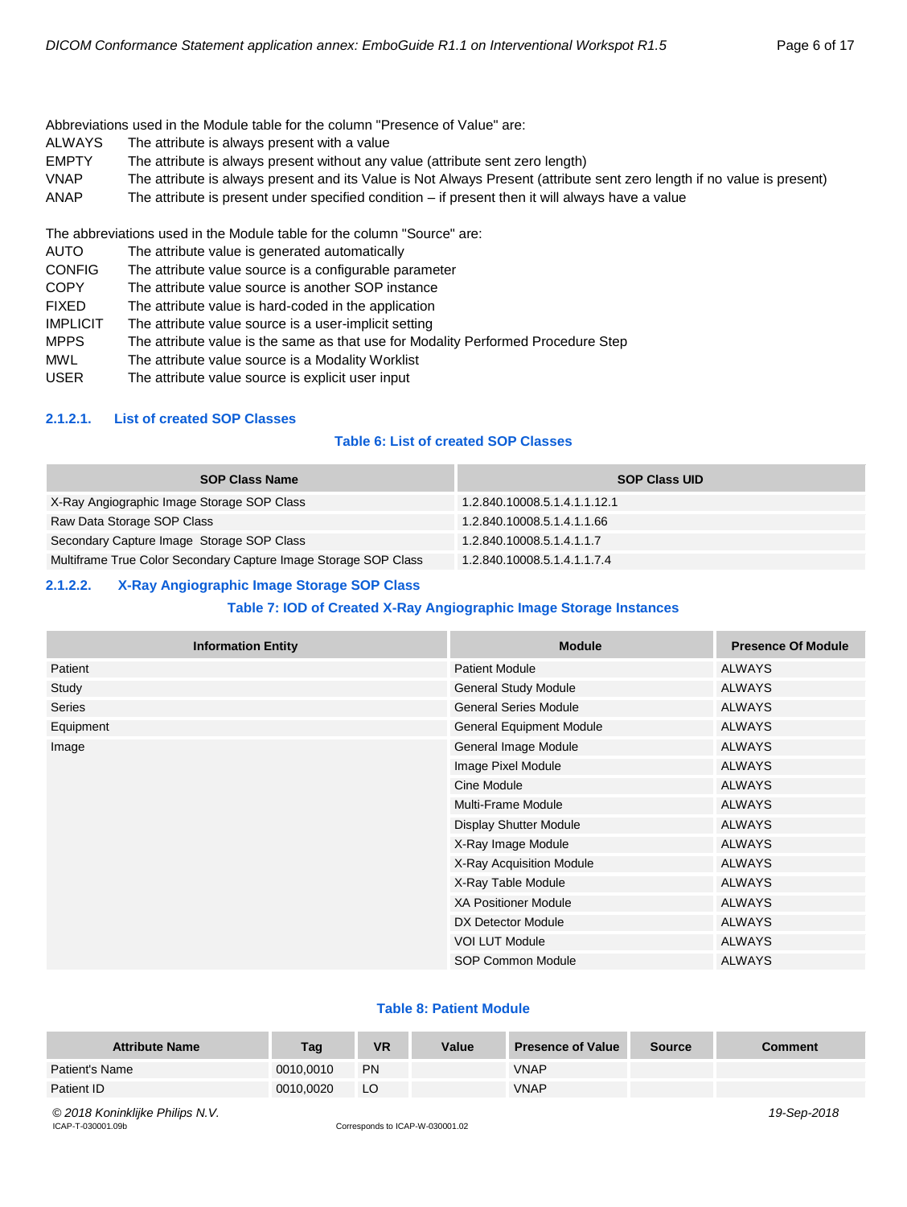Abbreviations used in the Module table for the column "Presence of Value" are:

- ALWAYS   The attribute is always present with a value
- EMPTY   The attribute is always present without any value (attribute sent zero length)
- VNAP   The attribute is always present and its Value is Not Always Present (attribute sent zero length if no value is present)
- ANAP   The attribute is present under specified condition – if present then it will always have a value

The abbreviations used in the Module table for the column "Source" are:

- AUTO   The attribute value is generated automatically
- CONFIG   The attribute value source is a configurable parameter
- COPY   The attribute value source is another SOP instance
- FIXED   The attribute value is hard-coded in the application
- IMPLICIT   The attribute value source is a user-implicit setting
- MPPS   The attribute value is the same as that use for Modality Performed Procedure Step
- MWL   The attribute value source is a Modality Worklist
- USER   The attribute value source is explicit user input

#### 2.1.2.1. List of created SOP Classes

**Table 6: List of created SOP Classes**

| SOP Class Name | SOP Class UID |
|---|---|
| X-Ray Angiographic Image Storage SOP Class | 1.2.840.10008.5.1.4.1.1.12.1 |
| Raw Data Storage SOP Class | 1.2.840.10008.5.1.4.1.1.66 |
| Secondary Capture Image Storage SOP Class | 1.2.840.10008.5.1.4.1.1.7 |
| Multiframe True Color Secondary Capture Image Storage SOP Class | 1.2.840.10008.5.1.4.1.1.7.4 |

#### 2.1.2.2. X-Ray Angiographic Image Storage SOP Class

**Table 7: IOD of Created X-Ray Angiographic Image Storage Instances**

| Information Entity | Module | Presence Of Module |
|---|---|---|
| Patient | Patient Module | ALWAYS |
| Study | General Study Module | ALWAYS |
| Series | General Series Module | ALWAYS |
| Equipment | General Equipment Module | ALWAYS |
| Image | General Image Module | ALWAYS |
| | Image Pixel Module | ALWAYS |
| | Cine Module | ALWAYS |
| | Multi-Frame Module | ALWAYS |
| | Display Shutter Module | ALWAYS |
| | X-Ray Image Module | ALWAYS |
| | X-Ray Acquisition Module | ALWAYS |
| | X-Ray Table Module | ALWAYS |
| | XA Positioner Module | ALWAYS |
| | DX Detector Module | ALWAYS |
| | VOI LUT Module | ALWAYS |
| | SOP Common Module | ALWAYS |

**Table 8: Patient Module**

| Attribute Name | Tag | VR | Value | Presence of Value | Source | Comment |
|---|---|---|---|---|---|---|
| Patient's Name | 0010,0010 | PN | | VNAP | | |
| Patient ID | 0010,0020 | LO | | VNAP | | |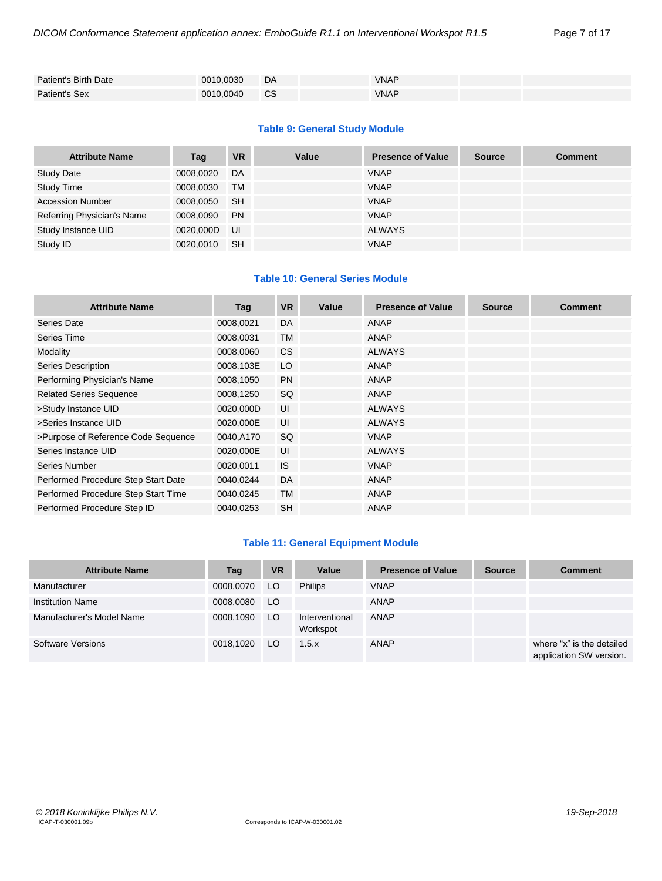| | | | | | | |
|---|---|---|---|---|---|---|
| Patient's Birth Date | 0010,0030 | DA | | VNAP | | |
| Patient's Sex | 0010,0040 | CS | | VNAP | | |

**Table 9: General Study Module**

| Attribute Name | Tag | VR | Value | Presence of Value | Source | Comment |
|---|---|---|---|---|---|---|
| Study Date | 0008,0020 | DA | | VNAP | | |
| Study Time | 0008,0030 | TM | | VNAP | | |
| Accession Number | 0008,0050 | SH | | VNAP | | |
| Referring Physician's Name | 0008,0090 | PN | | VNAP | | |
| Study Instance UID | 0020,000D | UI | | ALWAYS | | |
| Study ID | 0020,0010 | SH | | VNAP | | |

**Table 10: General Series Module**

| Attribute Name | Tag | VR | Value | Presence of Value | Source | Comment |
|---|---|---|---|---|---|---|
| Series Date | 0008,0021 | DA | | ANAP | | |
| Series Time | 0008,0031 | TM | | ANAP | | |
| Modality | 0008,0060 | CS | | ALWAYS | | |
| Series Description | 0008,103E | LO | | ANAP | | |
| Performing Physician's Name | 0008,1050 | PN | | ANAP | | |
| Related Series Sequence | 0008,1250 | SQ | | ANAP | | |
| >Study Instance UID | 0020,000D | UI | | ALWAYS | | |
| >Series Instance UID | 0020,000E | UI | | ALWAYS | | |
| >Purpose of Reference Code Sequence | 0040,A170 | SQ | | VNAP | | |
| Series Instance UID | 0020,000E | UI | | ALWAYS | | |
| Series Number | 0020,0011 | IS | | VNAP | | |
| Performed Procedure Step Start Date | 0040,0244 | DA | | ANAP | | |
| Performed Procedure Step Start Time | 0040,0245 | TM | | ANAP | | |
| Performed Procedure Step ID | 0040,0253 | SH | | ANAP | | |

**Table 11: General Equipment Module**

| Attribute Name | Tag | VR | Value | Presence of Value | Source | Comment |
|---|---|---|---|---|---|---|
| Manufacturer | 0008,0070 | LO | Philips | VNAP | | |
| Institution Name | 0008,0080 | LO | | ANAP | | |
| Manufacturer's Model Name | 0008,1090 | LO | Interventional Workspot | ANAP | | |
| Software Versions | 0018,1020 | LO | 1.5.x | ANAP | | where "x" is the detailed application SW version. |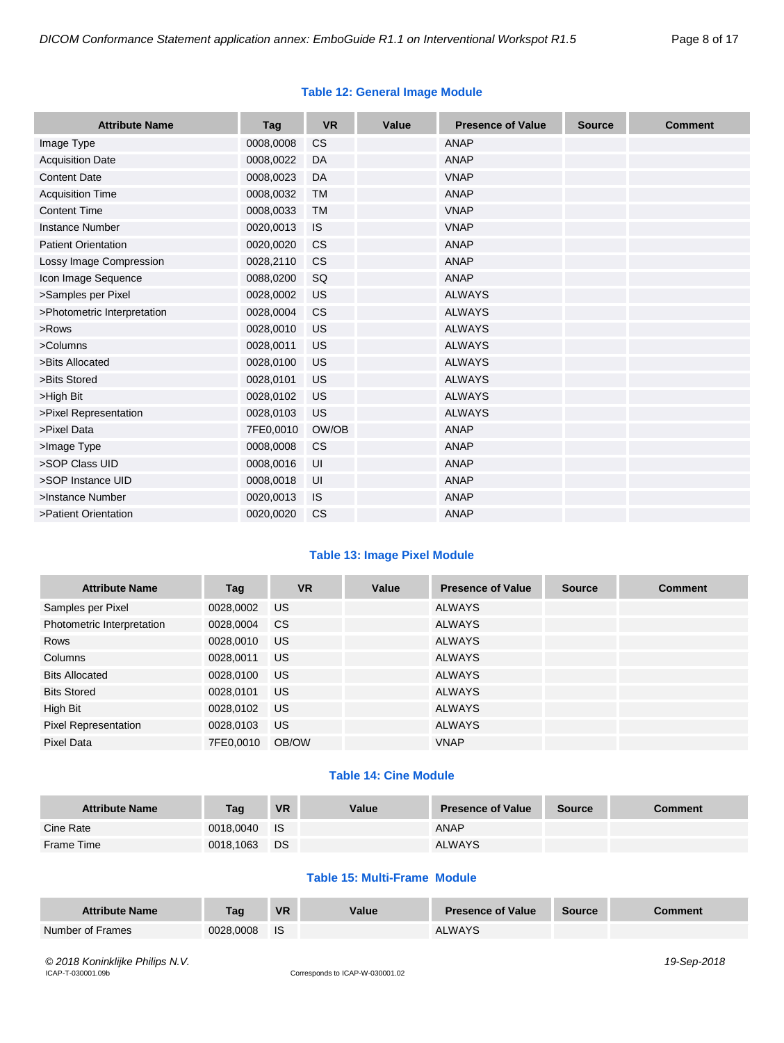**Table 12: General Image Module**

| Attribute Name | Tag | VR | Value | Presence of Value | Source | Comment |
|---|---|---|---|---|---|---|
| Image Type | 0008,0008 | CS | | ANAP | | |
| Acquisition Date | 0008,0022 | DA | | ANAP | | |
| Content Date | 0008,0023 | DA | | VNAP | | |
| Acquisition Time | 0008,0032 | TM | | ANAP | | |
| Content Time | 0008,0033 | TM | | VNAP | | |
| Instance Number | 0020,0013 | IS | | VNAP | | |
| Patient Orientation | 0020,0020 | CS | | ANAP | | |
| Lossy Image Compression | 0028,2110 | CS | | ANAP | | |
| Icon Image Sequence | 0088,0200 | SQ | | ANAP | | |
| >Samples per Pixel | 0028,0002 | US | | ALWAYS | | |
| >Photometric Interpretation | 0028,0004 | CS | | ALWAYS | | |
| >Rows | 0028,0010 | US | | ALWAYS | | |
| >Columns | 0028,0011 | US | | ALWAYS | | |
| >Bits Allocated | 0028,0100 | US | | ALWAYS | | |
| >Bits Stored | 0028,0101 | US | | ALWAYS | | |
| >High Bit | 0028,0102 | US | | ALWAYS | | |
| >Pixel Representation | 0028,0103 | US | | ALWAYS | | |
| >Pixel Data | 7FE0,0010 | OW/OB | | ANAP | | |
| >Image Type | 0008,0008 | CS | | ANAP | | |
| >SOP Class UID | 0008,0016 | UI | | ANAP | | |
| >SOP Instance UID | 0008,0018 | UI | | ANAP | | |
| >Instance Number | 0020,0013 | IS | | ANAP | | |
| >Patient Orientation | 0020,0020 | CS | | ANAP | | |

**Table 13: Image Pixel Module**

| Attribute Name | Tag | VR | Value | Presence of Value | Source | Comment |
|---|---|---|---|---|---|---|
| Samples per Pixel | 0028,0002 | US | | ALWAYS | | |
| Photometric Interpretation | 0028,0004 | CS | | ALWAYS | | |
| Rows | 0028,0010 | US | | ALWAYS | | |
| Columns | 0028,0011 | US | | ALWAYS | | |
| Bits Allocated | 0028,0100 | US | | ALWAYS | | |
| Bits Stored | 0028,0101 | US | | ALWAYS | | |
| High Bit | 0028,0102 | US | | ALWAYS | | |
| Pixel Representation | 0028,0103 | US | | ALWAYS | | |
| Pixel Data | 7FE0,0010 | OB/OW | | VNAP | | |

**Table 14: Cine Module**

| Attribute Name | Tag | VR | Value | Presence of Value | Source | Comment |
|---|---|---|---|---|---|---|
| Cine Rate | 0018,0040 | IS | | ANAP | | |
| Frame Time | 0018,1063 | DS | | ALWAYS | | |

**Table 15: Multi-Frame Module**

| Attribute Name | Tag | VR | Value | Presence of Value | Source | Comment |
|---|---|---|---|---|---|---|
| Number of Frames | 0028,0008 | IS | | ALWAYS | | |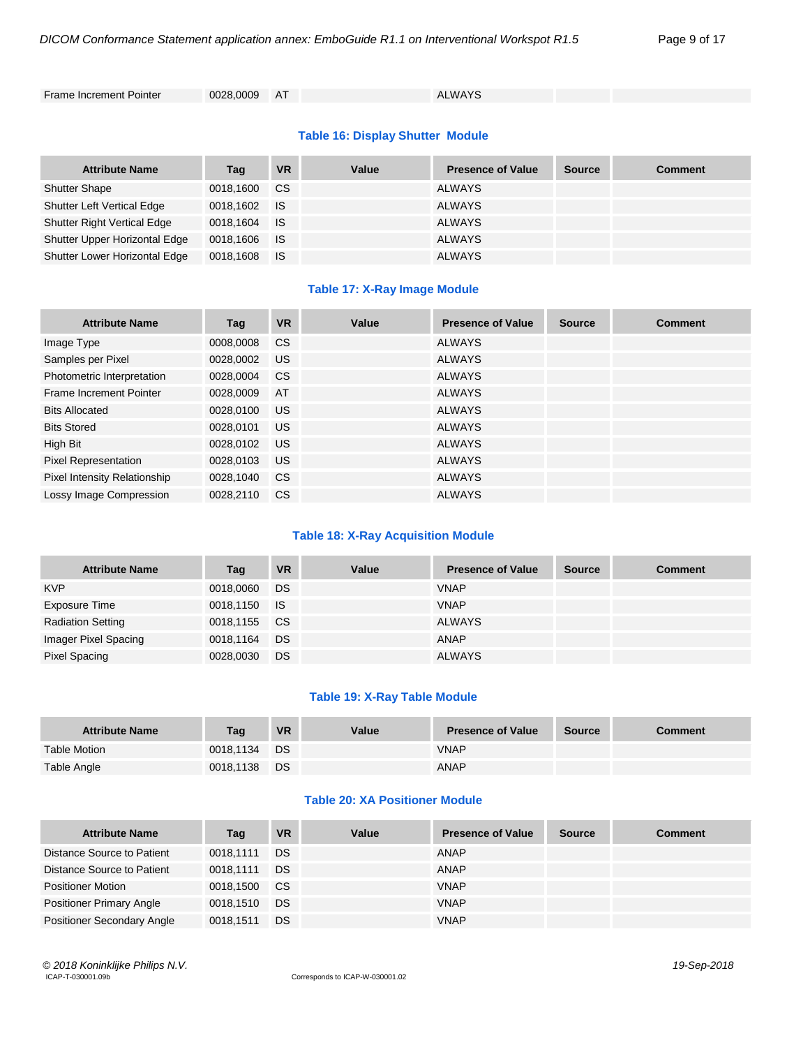| Frame Increment Pointer | 0028,0009 | AT | | ALWAYS | | |
|---|---|---|---|---|---|---|

**Table 16: Display Shutter Module**

| Attribute Name | Tag | VR | Value | Presence of Value | Source | Comment |
|---|---|---|---|---|---|---|
| Shutter Shape | 0018,1600 | CS | | ALWAYS | | |
| Shutter Left Vertical Edge | 0018,1602 | IS | | ALWAYS | | |
| Shutter Right Vertical Edge | 0018,1604 | IS | | ALWAYS | | |
| Shutter Upper Horizontal Edge | 0018,1606 | IS | | ALWAYS | | |
| Shutter Lower Horizontal Edge | 0018,1608 | IS | | ALWAYS | | |

**Table 17: X-Ray Image Module**

| Attribute Name | Tag | VR | Value | Presence of Value | Source | Comment |
|---|---|---|---|---|---|---|
| Image Type | 0008,0008 | CS | | ALWAYS | | |
| Samples per Pixel | 0028,0002 | US | | ALWAYS | | |
| Photometric Interpretation | 0028,0004 | CS | | ALWAYS | | |
| Frame Increment Pointer | 0028,0009 | AT | | ALWAYS | | |
| Bits Allocated | 0028,0100 | US | | ALWAYS | | |
| Bits Stored | 0028,0101 | US | | ALWAYS | | |
| High Bit | 0028,0102 | US | | ALWAYS | | |
| Pixel Representation | 0028,0103 | US | | ALWAYS | | |
| Pixel Intensity Relationship | 0028,1040 | CS | | ALWAYS | | |
| Lossy Image Compression | 0028,2110 | CS | | ALWAYS | | |

**Table 18: X-Ray Acquisition Module**

| Attribute Name | Tag | VR | Value | Presence of Value | Source | Comment |
|---|---|---|---|---|---|---|
| KVP | 0018,0060 | DS | | VNAP | | |
| Exposure Time | 0018,1150 | IS | | VNAP | | |
| Radiation Setting | 0018,1155 | CS | | ALWAYS | | |
| Imager Pixel Spacing | 0018,1164 | DS | | ANAP | | |
| Pixel Spacing | 0028,0030 | DS | | ALWAYS | | |

**Table 19: X-Ray Table Module**

| Attribute Name | Tag | VR | Value | Presence of Value | Source | Comment |
|---|---|---|---|---|---|---|
| Table Motion | 0018,1134 | DS | | VNAP | | |
| Table Angle | 0018,1138 | DS | | ANAP | | |

**Table 20: XA Positioner Module**

| Attribute Name | Tag | VR | Value | Presence of Value | Source | Comment |
|---|---|---|---|---|---|---|
| Distance Source to Patient | 0018,1111 | DS | | ANAP | | |
| Distance Source to Patient | 0018,1111 | DS | | ANAP | | |
| Positioner Motion | 0018,1500 | CS | | VNAP | | |
| Positioner Primary Angle | 0018,1510 | DS | | VNAP | | |
| Positioner Secondary Angle | 0018,1511 | DS | | VNAP | | |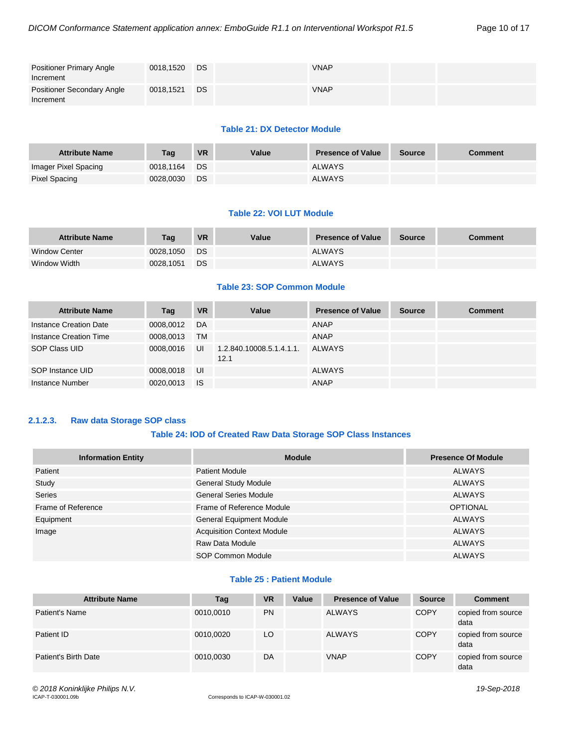| Positioner Primary Angle Increment | 0018,1520 | DS | | VNAP | | |
|---|---|---|---|---|---|---|
| Positioner Secondary Angle Increment | 0018,1521 | DS | | VNAP | | |

**Table 21: DX Detector Module**

| Attribute Name | Tag | VR | Value | Presence of Value | Source | Comment |
|---|---|---|---|---|---|---|
| Imager Pixel Spacing | 0018,1164 | DS | | ALWAYS | | |
| Pixel Spacing | 0028,0030 | DS | | ALWAYS | | |

**Table 22: VOI LUT Module**

| Attribute Name | Tag | VR | Value | Presence of Value | Source | Comment |
|---|---|---|---|---|---|---|
| Window Center | 0028,1050 | DS | | ALWAYS | | |
| Window Width | 0028,1051 | DS | | ALWAYS | | |

**Table 23: SOP Common Module**

| Attribute Name | Tag | VR | Value | Presence of Value | Source | Comment |
|---|---|---|---|---|---|---|
| Instance Creation Date | 0008,0012 | DA | | ANAP | | |
| Instance Creation Time | 0008,0013 | TM | | ANAP | | |
| SOP Class UID | 0008,0016 | UI | 1.2.840.10008.5.1.4.1.1.12.1 | ALWAYS | | |
| SOP Instance UID | 0008,0018 | UI | | ALWAYS | | |
| Instance Number | 0020,0013 | IS | | ANAP | | |

### 2.1.2.3. Raw data Storage SOP class

**Table 24: IOD of Created Raw Data Storage SOP Class Instances**

| Information Entity | Module | Presence Of Module |
|---|---|---|
| Patient | Patient Module | ALWAYS |
| Study | General Study Module | ALWAYS |
| Series | General Series Module | ALWAYS |
| Frame of Reference | Frame of Reference Module | OPTIONAL |
| Equipment | General Equipment Module | ALWAYS |
| Image | Acquisition Context Module | ALWAYS |
| | Raw Data Module | ALWAYS |
| | SOP Common Module | ALWAYS |

**Table 25 : Patient Module**

| Attribute Name | Tag | VR | Value | Presence of Value | Source | Comment |
|---|---|---|---|---|---|---|
| Patient's Name | 0010,0010 | PN | | ALWAYS | COPY | copied from source data |
| Patient ID | 0010,0020 | LO | | ALWAYS | COPY | copied from source data |
| Patient's Birth Date | 0010,0030 | DA | | VNAP | COPY | copied from source data |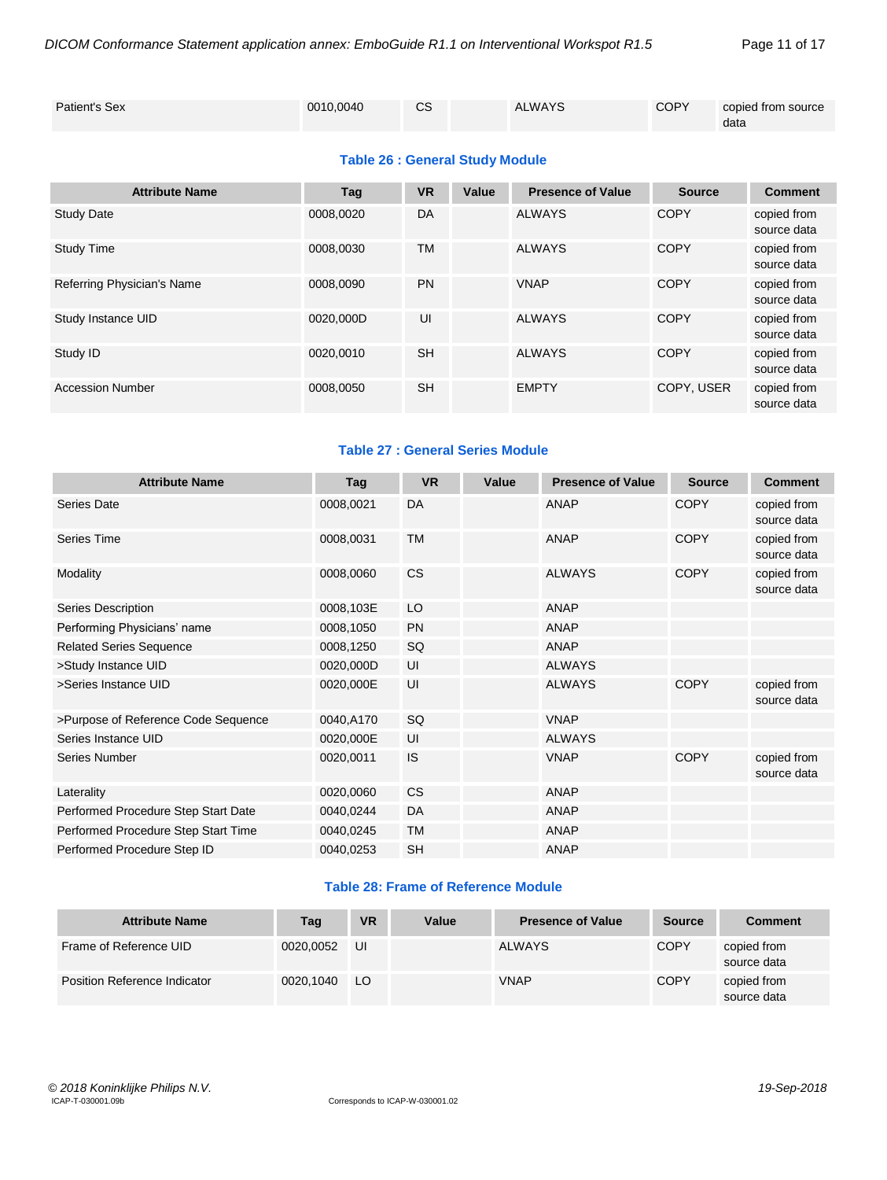| Patient's Sex | 0010,0040 | CS | | ALWAYS | COPY | copied from source data |
|---|---|---|---|---|---|---|

**Table 26 : General Study Module**

| Attribute Name | Tag | VR | Value | Presence of Value | Source | Comment |
|---|---|---|---|---|---|---|
| Study Date | 0008,0020 | DA | | ALWAYS | COPY | copied from source data |
| Study Time | 0008,0030 | TM | | ALWAYS | COPY | copied from source data |
| Referring Physician's Name | 0008,0090 | PN | | VNAP | COPY | copied from source data |
| Study Instance UID | 0020,000D | UI | | ALWAYS | COPY | copied from source data |
| Study ID | 0020,0010 | SH | | ALWAYS | COPY | copied from source data |
| Accession Number | 0008,0050 | SH | | EMPTY | COPY, USER | copied from source data |

**Table 27 : General Series Module**

| Attribute Name | Tag | VR | Value | Presence of Value | Source | Comment |
|---|---|---|---|---|---|---|
| Series Date | 0008,0021 | DA | | ANAP | COPY | copied from source data |
| Series Time | 0008,0031 | TM | | ANAP | COPY | copied from source data |
| Modality | 0008,0060 | CS | | ALWAYS | COPY | copied from source data |
| Series Description | 0008,103E | LO | | ANAP | | |
| Performing Physicians' name | 0008,1050 | PN | | ANAP | | |
| Related Series Sequence | 0008,1250 | SQ | | ANAP | | |
| >Study Instance UID | 0020,000D | UI | | ALWAYS | | |
| >Series Instance UID | 0020,000E | UI | | ALWAYS | COPY | copied from source data |
| >Purpose of Reference Code Sequence | 0040,A170 | SQ | | VNAP | | |
| Series Instance UID | 0020,000E | UI | | ALWAYS | | |
| Series Number | 0020,0011 | IS | | VNAP | COPY | copied from source data |
| Laterality | 0020,0060 | CS | | ANAP | | |
| Performed Procedure Step Start Date | 0040,0244 | DA | | ANAP | | |
| Performed Procedure Step Start Time | 0040,0245 | TM | | ANAP | | |
| Performed Procedure Step ID | 0040,0253 | SH | | ANAP | | |

**Table 28: Frame of Reference Module**

| Attribute Name | Tag | VR | Value | Presence of Value | Source | Comment |
|---|---|---|---|---|---|---|
| Frame of Reference UID | 0020,0052 | UI | | ALWAYS | COPY | copied from source data |
| Position Reference Indicator | 0020,1040 | LO | | VNAP | COPY | copied from source data |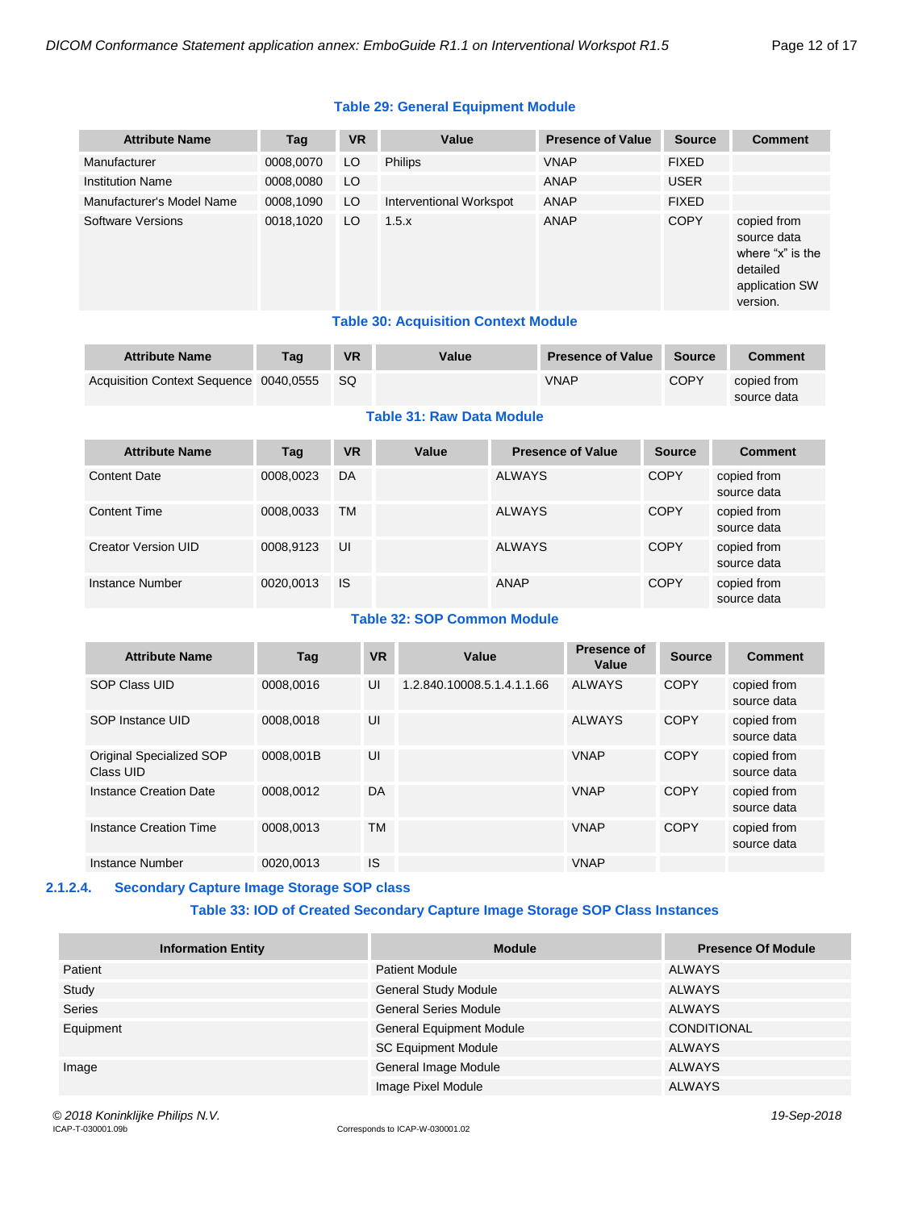**Table 29: General Equipment Module**

| Attribute Name | Tag | VR | Value | Presence of Value | Source | Comment |
|---|---|---|---|---|---|---|
| Manufacturer | 0008,0070 | LO | Philips | VNAP | FIXED | |
| Institution Name | 0008,0080 | LO | | ANAP | USER | |
| Manufacturer's Model Name | 0008,1090 | LO | Interventional Workspot | ANAP | FIXED | |
| Software Versions | 0018,1020 | LO | 1.5.x | ANAP | COPY | copied from source data where "x" is the detailed application SW version. |

**Table 30: Acquisition Context Module**

| Attribute Name | Tag | VR | Value | Presence of Value | Source | Comment |
|---|---|---|---|---|---|---|
| Acquisition Context Sequence | 0040,0555 | SQ | | VNAP | COPY | copied from source data |

**Table 31: Raw Data Module**

| Attribute Name | Tag | VR | Value | Presence of Value | Source | Comment |
|---|---|---|---|---|---|---|
| Content Date | 0008,0023 | DA | | ALWAYS | COPY | copied from source data |
| Content Time | 0008,0033 | TM | | ALWAYS | COPY | copied from source data |
| Creator Version UID | 0008,9123 | UI | | ALWAYS | COPY | copied from source data |
| Instance Number | 0020,0013 | IS | | ANAP | COPY | copied from source data |

**Table 32: SOP Common Module**

| Attribute Name | Tag | VR | Value | Presence of Value | Source | Comment |
|---|---|---|---|---|---|---|
| SOP Class UID | 0008,0016 | UI | 1.2.840.10008.5.1.4.1.1.66 | ALWAYS | COPY | copied from source data |
| SOP Instance UID | 0008,0018 | UI | | ALWAYS | COPY | copied from source data |
| Original Specialized SOP Class UID | 0008,001B | UI | | VNAP | COPY | copied from source data |
| Instance Creation Date | 0008,0012 | DA | | VNAP | COPY | copied from source data |
| Instance Creation Time | 0008,0013 | TM | | VNAP | COPY | copied from source data |
| Instance Number | 0020,0013 | IS | | VNAP | | |

#### 2.1.2.4. Secondary Capture Image Storage SOP class

**Table 33: IOD of Created Secondary Capture Image Storage SOP Class Instances**

| Information Entity | Module | Presence Of Module |
|---|---|---|
| Patient | Patient Module | ALWAYS |
| Study | General Study Module | ALWAYS |
| Series | General Series Module | ALWAYS |
| Equipment | General Equipment Module | CONDITIONAL |
| | SC Equipment Module | ALWAYS |
| Image | General Image Module | ALWAYS |
| | Image Pixel Module | ALWAYS |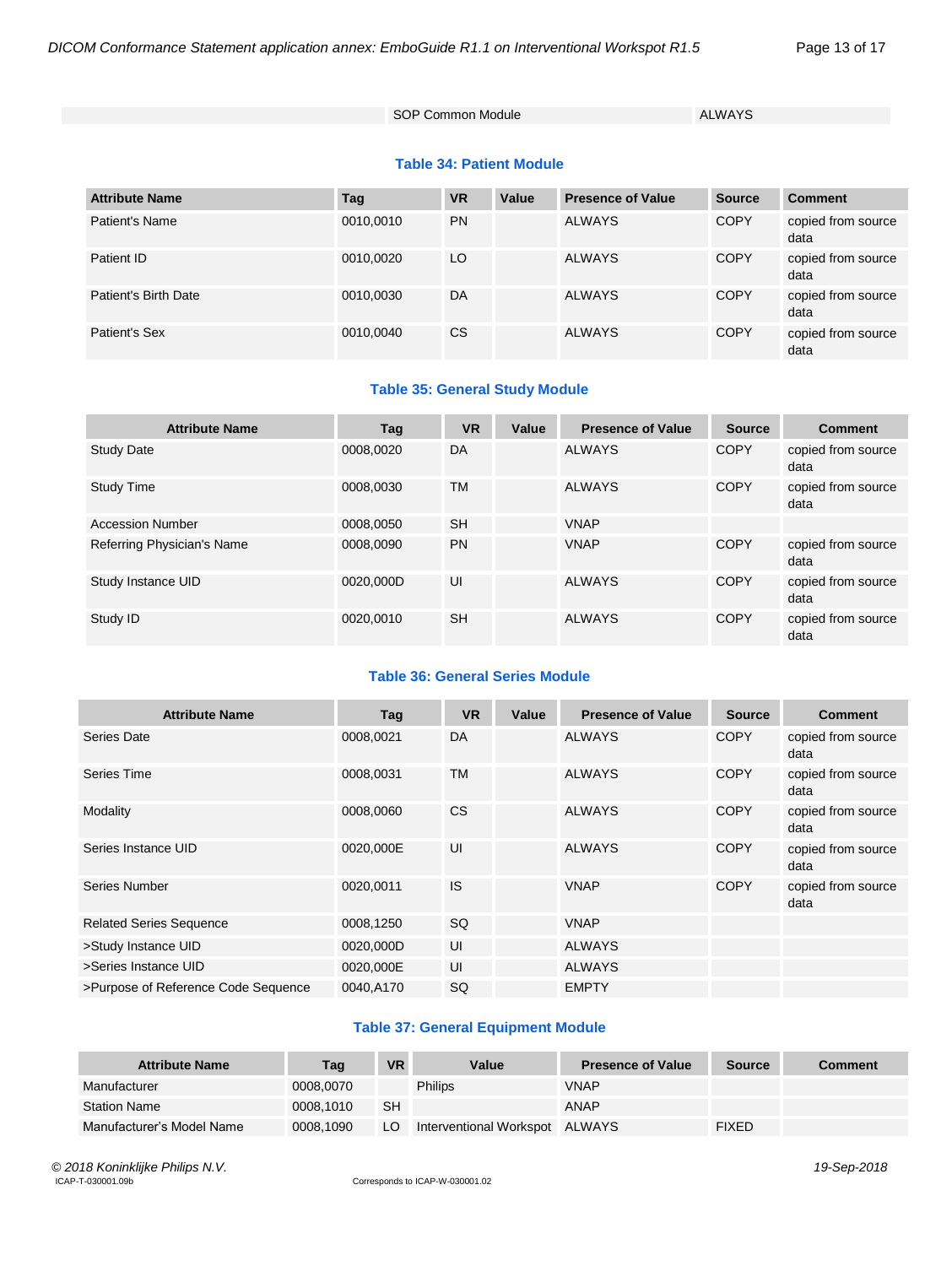| | SOP Common Module | ALWAYS |
|---|---|---|

**Table 34: Patient Module**

| Attribute Name | Tag | VR | Value | Presence of Value | Source | Comment |
|---|---|---|---|---|---|---|
| Patient's Name | 0010,0010 | PN | | ALWAYS | COPY | copied from source data |
| Patient ID | 0010,0020 | LO | | ALWAYS | COPY | copied from source data |
| Patient's Birth Date | 0010,0030 | DA | | ALWAYS | COPY | copied from source data |
| Patient's Sex | 0010,0040 | CS | | ALWAYS | COPY | copied from source data |

**Table 35: General Study Module**

| Attribute Name | Tag | VR | Value | Presence of Value | Source | Comment |
|---|---|---|---|---|---|---|
| Study Date | 0008,0020 | DA | | ALWAYS | COPY | copied from source data |
| Study Time | 0008,0030 | TM | | ALWAYS | COPY | copied from source data |
| Accession Number | 0008,0050 | SH | | VNAP | | |
| Referring Physician's Name | 0008,0090 | PN | | VNAP | COPY | copied from source data |
| Study Instance UID | 0020,000D | UI | | ALWAYS | COPY | copied from source data |
| Study ID | 0020,0010 | SH | | ALWAYS | COPY | copied from source data |

**Table 36: General Series Module**

| Attribute Name | Tag | VR | Value | Presence of Value | Source | Comment |
|---|---|---|---|---|---|---|
| Series Date | 0008,0021 | DA | | ALWAYS | COPY | copied from source data |
| Series Time | 0008,0031 | TM | | ALWAYS | COPY | copied from source data |
| Modality | 0008,0060 | CS | | ALWAYS | COPY | copied from source data |
| Series Instance UID | 0020,000E | UI | | ALWAYS | COPY | copied from source data |
| Series Number | 0020,0011 | IS | | VNAP | COPY | copied from source data |
| Related Series Sequence | 0008,1250 | SQ | | VNAP | | |
| >Study Instance UID | 0020,000D | UI | | ALWAYS | | |
| >Series Instance UID | 0020,000E | UI | | ALWAYS | | |
| >Purpose of Reference Code Sequence | 0040,A170 | SQ | | EMPTY | | |

**Table 37: General Equipment Module**

| Attribute Name | Tag | VR | Value | Presence of Value | Source | Comment |
|---|---|---|---|---|---|---|
| Manufacturer | 0008,0070 | | Philips | VNAP | | |
| Station Name | 0008,1010 | SH | | ANAP | | |
| Manufacturer's Model Name | 0008,1090 | LO | Interventional Workspot | ALWAYS | FIXED | |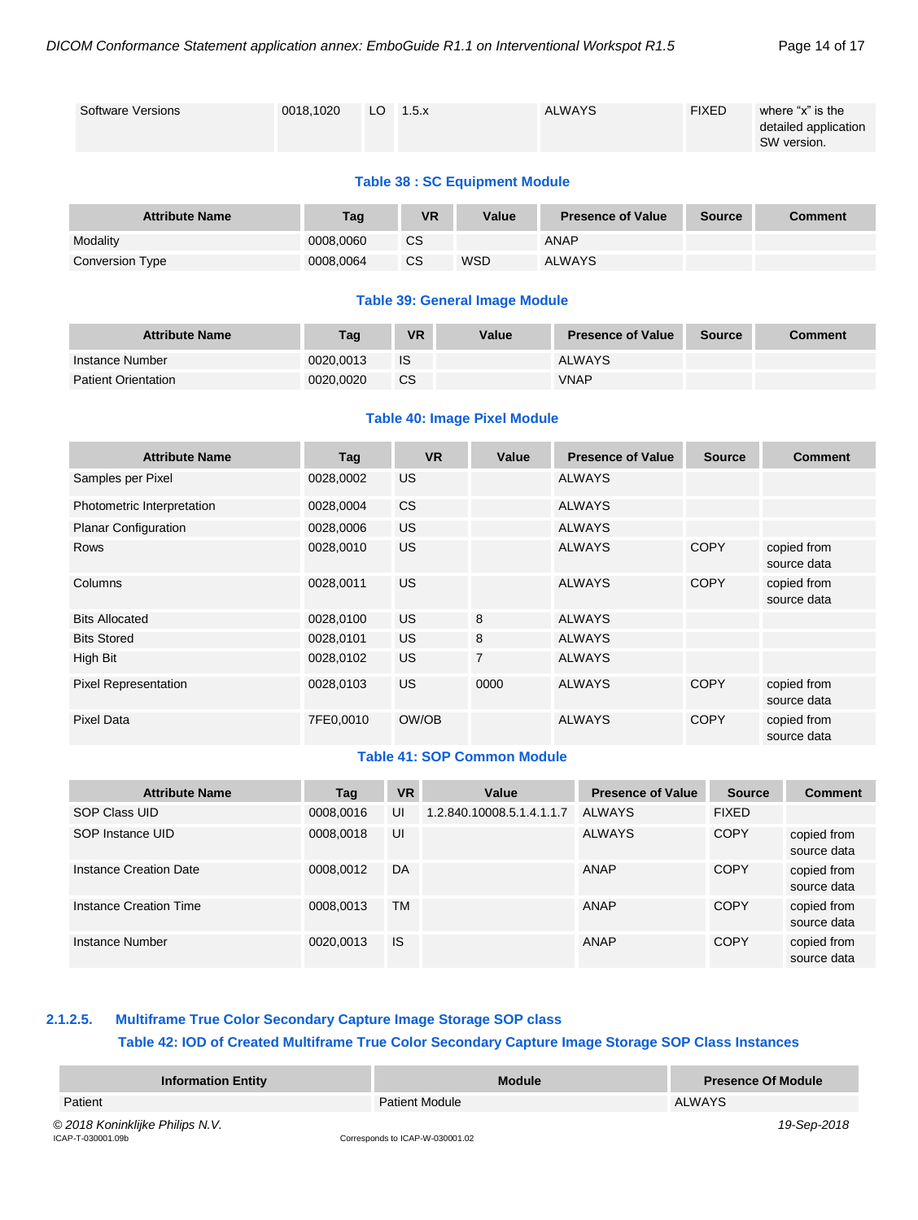| Software Versions | 0018,1020 | LO | 1.5.x | ALWAYS | FIXED | where “x” is the detailed application SW version. |
|---|---|---|---|---|---|---|

**Table 38 : SC Equipment Module**

| Attribute Name | Tag | VR | Value | Presence of Value | Source | Comment |
|---|---|---|---|---|---|---|
| Modality | 0008,0060 | CS | | ANAP | | |
| Conversion Type | 0008,0064 | CS | WSD | ALWAYS | | |

**Table 39: General Image Module**

| Attribute Name | Tag | VR | Value | Presence of Value | Source | Comment |
|---|---|---|---|---|---|---|
| Instance Number | 0020,0013 | IS | | ALWAYS | | |
| Patient Orientation | 0020,0020 | CS | | VNAP | | |

**Table 40: Image Pixel Module**

| Attribute Name | Tag | VR | Value | Presence of Value | Source | Comment |
|---|---|---|---|---|---|---|
| Samples per Pixel | 0028,0002 | US | | ALWAYS | | |
| Photometric Interpretation | 0028,0004 | CS | | ALWAYS | | |
| Planar Configuration | 0028,0006 | US | | ALWAYS | | |
| Rows | 0028,0010 | US | | ALWAYS | COPY | copied from source data |
| Columns | 0028,0011 | US | | ALWAYS | COPY | copied from source data |
| Bits Allocated | 0028,0100 | US | 8 | ALWAYS | | |
| Bits Stored | 0028,0101 | US | 8 | ALWAYS | | |
| High Bit | 0028,0102 | US | 7 | ALWAYS | | |
| Pixel Representation | 0028,0103 | US | 0000 | ALWAYS | COPY | copied from source data |
| Pixel Data | 7FE0,0010 | OW/OB | | ALWAYS | COPY | copied from source data |

**Table 41: SOP Common Module**

| Attribute Name | Tag | VR | Value | Presence of Value | Source | Comment |
|---|---|---|---|---|---|---|
| SOP Class UID | 0008,0016 | UI | 1.2.840.10008.5.1.4.1.1.7 | ALWAYS | FIXED | |
| SOP Instance UID | 0008,0018 | UI | | ALWAYS | COPY | copied from source data |
| Instance Creation Date | 0008,0012 | DA | | ANAP | COPY | copied from source data |
| Instance Creation Time | 0008,0013 | TM | | ANAP | COPY | copied from source data |
| Instance Number | 0020,0013 | IS | | ANAP | COPY | copied from source data |

#### 2.1.2.5. Multiframe True Color Secondary Capture Image Storage SOP class

**Table 42: IOD of Created Multiframe True Color Secondary Capture Image Storage SOP Class Instances**

| Information Entity | Module | Presence Of Module |
|---|---|---|
| Patient | Patient Module | ALWAYS |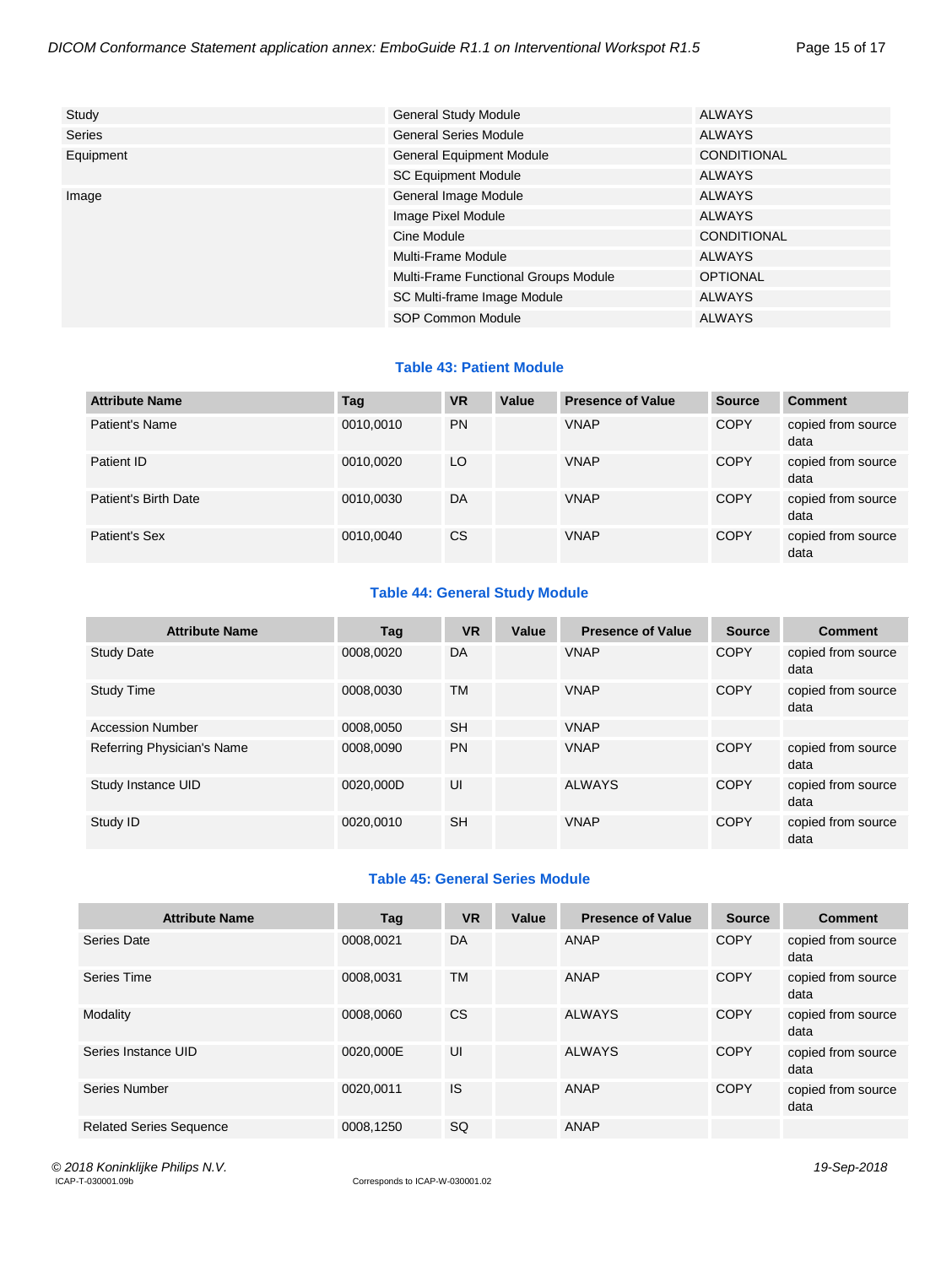| | | |
|---|---|---|
| Study | General Study Module | ALWAYS |
| Series | General Series Module | ALWAYS |
| Equipment | General Equipment Module | CONDITIONAL |
| | SC Equipment Module | ALWAYS |
| Image | General Image Module | ALWAYS |
| | Image Pixel Module | ALWAYS |
| | Cine Module | CONDITIONAL |
| | Multi-Frame Module | ALWAYS |
| | Multi-Frame Functional Groups Module | OPTIONAL |
| | SC Multi-frame Image Module | ALWAYS |
| | SOP Common Module | ALWAYS |

**Table 43: Patient Module**

| Attribute Name | Tag | VR | Value | Presence of Value | Source | Comment |
|---|---|---|---|---|---|---|
| Patient's Name | 0010,0010 | PN | | VNAP | COPY | copied from source data |
| Patient ID | 0010,0020 | LO | | VNAP | COPY | copied from source data |
| Patient's Birth Date | 0010,0030 | DA | | VNAP | COPY | copied from source data |
| Patient's Sex | 0010,0040 | CS | | VNAP | COPY | copied from source data |

**Table 44: General Study Module**

| Attribute Name | Tag | VR | Value | Presence of Value | Source | Comment |
|---|---|---|---|---|---|---|
| Study Date | 0008,0020 | DA | | VNAP | COPY | copied from source data |
| Study Time | 0008,0030 | TM | | VNAP | COPY | copied from source data |
| Accession Number | 0008,0050 | SH | | VNAP | | |
| Referring Physician's Name | 0008,0090 | PN | | VNAP | COPY | copied from source data |
| Study Instance UID | 0020,000D | UI | | ALWAYS | COPY | copied from source data |
| Study ID | 0020,0010 | SH | | VNAP | COPY | copied from source data |

**Table 45: General Series Module**

| Attribute Name | Tag | VR | Value | Presence of Value | Source | Comment |
|---|---|---|---|---|---|---|
| Series Date | 0008,0021 | DA | | ANAP | COPY | copied from source data |
| Series Time | 0008,0031 | TM | | ANAP | COPY | copied from source data |
| Modality | 0008,0060 | CS | | ALWAYS | COPY | copied from source data |
| Series Instance UID | 0020,000E | UI | | ALWAYS | COPY | copied from source data |
| Series Number | 0020,0011 | IS | | ANAP | COPY | copied from source data |
| Related Series Sequence | 0008,1250 | SQ | | ANAP | | |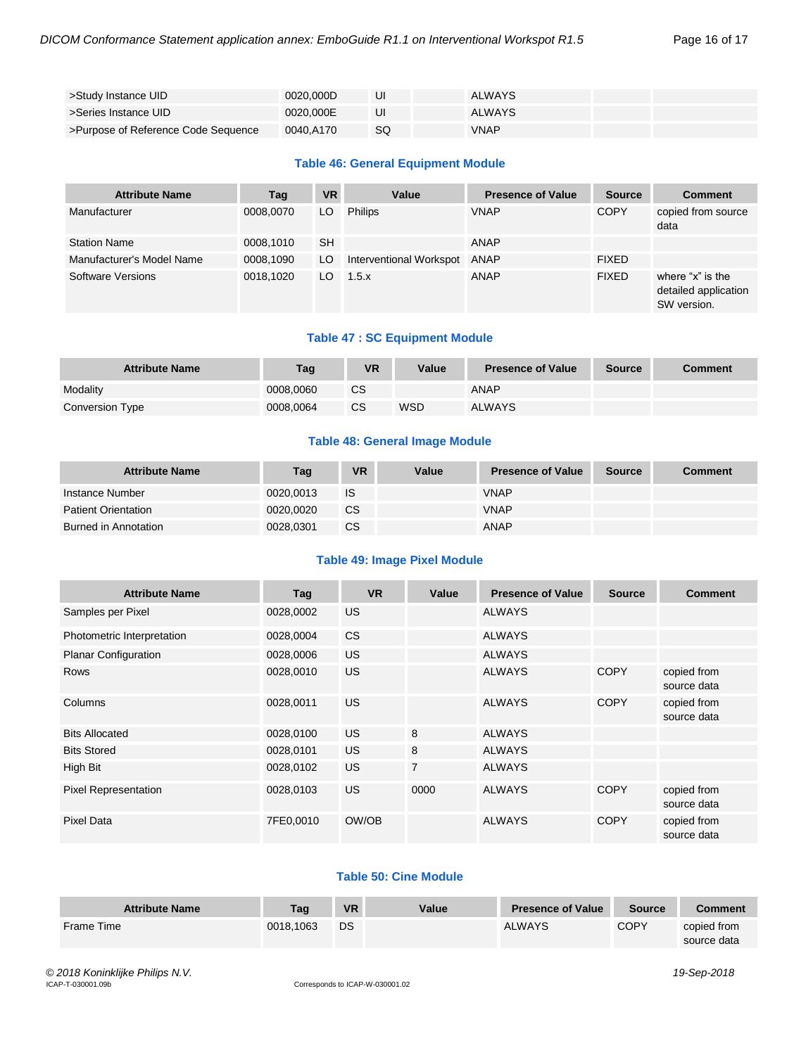| >Study Instance UID | 0020,000D | UI | | ALWAYS | | |
|---|---|---|---|---|---|---|
| >Series Instance UID | 0020,000E | UI | | ALWAYS | | |
| >Purpose of Reference Code Sequence | 0040,A170 | SQ | | VNAP | | |

**Table 46: General Equipment Module**

| Attribute Name | Tag | VR | Value | Presence of Value | Source | Comment |
|---|---|---|---|---|---|---|
| Manufacturer | 0008,0070 | LO | Philips | VNAP | COPY | copied from source data |
| Station Name | 0008,1010 | SH | | ANAP | | |
| Manufacturer's Model Name | 0008,1090 | LO | Interventional Workspot | ANAP | FIXED | |
| Software Versions | 0018,1020 | LO | 1.5.x | ANAP | FIXED | where “x” is the detailed application SW version. |

**Table 47 : SC Equipment Module**

| Attribute Name | Tag | VR | Value | Presence of Value | Source | Comment |
|---|---|---|---|---|---|---|
| Modality | 0008,0060 | CS | | ANAP | | |
| Conversion Type | 0008,0064 | CS | WSD | ALWAYS | | |

**Table 48: General Image Module**

| Attribute Name | Tag | VR | Value | Presence of Value | Source | Comment |
|---|---|---|---|---|---|---|
| Instance Number | 0020,0013 | IS | | VNAP | | |
| Patient Orientation | 0020,0020 | CS | | VNAP | | |
| Burned in Annotation | 0028,0301 | CS | | ANAP | | |

**Table 49: Image Pixel Module**

| Attribute Name | Tag | VR | Value | Presence of Value | Source | Comment |
|---|---|---|---|---|---|---|
| Samples per Pixel | 0028,0002 | US | | ALWAYS | | |
| Photometric Interpretation | 0028,0004 | CS | | ALWAYS | | |
| Planar Configuration | 0028,0006 | US | | ALWAYS | | |
| Rows | 0028,0010 | US | | ALWAYS | COPY | copied from source data |
| Columns | 0028,0011 | US | | ALWAYS | COPY | copied from source data |
| Bits Allocated | 0028,0100 | US | 8 | ALWAYS | | |
| Bits Stored | 0028,0101 | US | 8 | ALWAYS | | |
| High Bit | 0028,0102 | US | 7 | ALWAYS | | |
| Pixel Representation | 0028,0103 | US | 0000 | ALWAYS | COPY | copied from source data |
| Pixel Data | 7FE0,0010 | OW/OB | | ALWAYS | COPY | copied from source data |

**Table 50: Cine Module**

| Attribute Name | Tag | VR | Value | Presence of Value | Source | Comment |
|---|---|---|---|---|---|---|
| Frame Time | 0018,1063 | DS | | ALWAYS | COPY | copied from source data |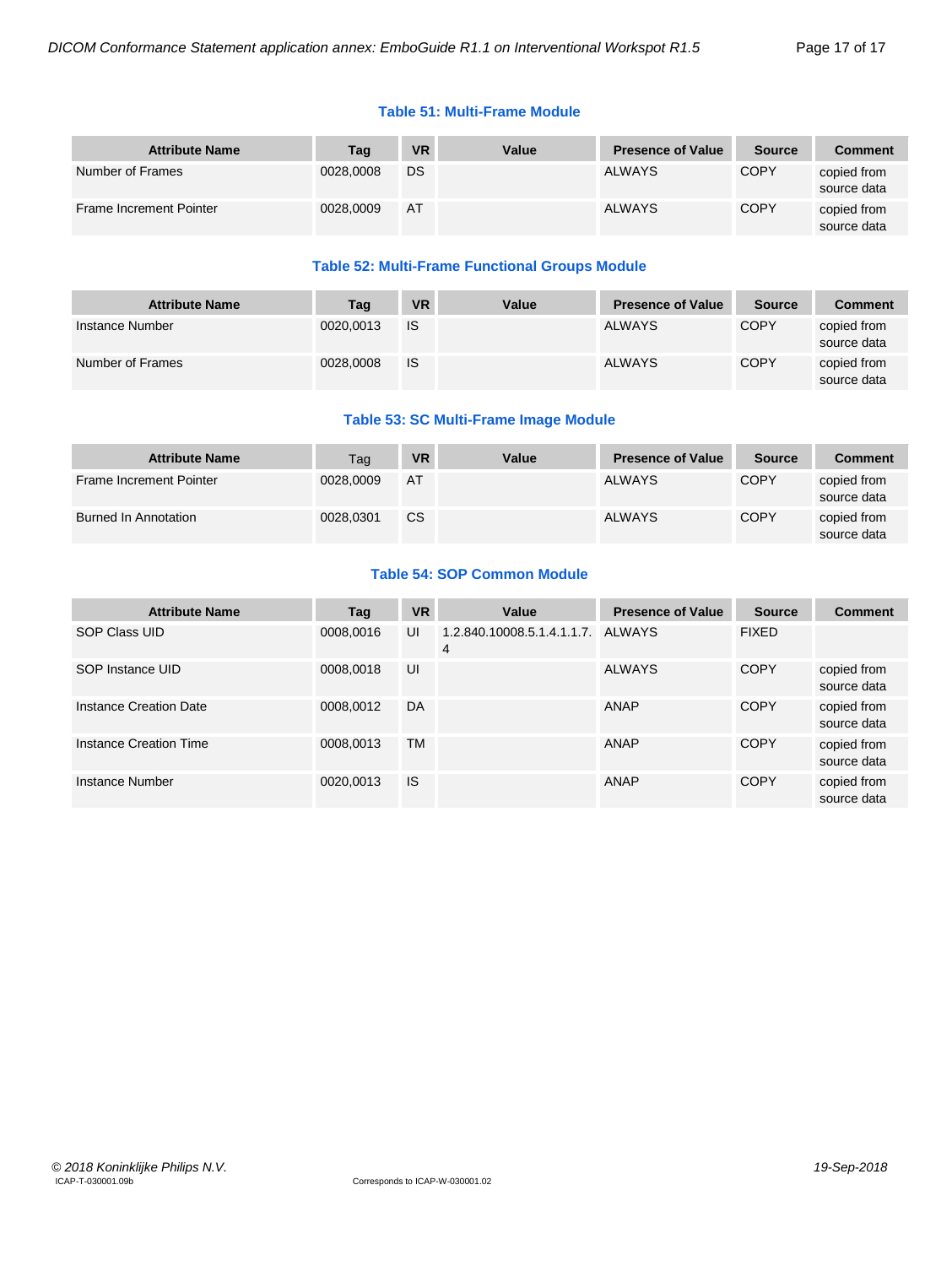**Table 51: Multi-Frame Module**

| Attribute Name | Tag | VR | Value | Presence of Value | Source | Comment |
|---|---|---|---|---|---|---|
| Number of Frames | 0028,0008 | DS | | ALWAYS | COPY | copied from source data |
| Frame Increment Pointer | 0028,0009 | AT | | ALWAYS | COPY | copied from source data |

**Table 52: Multi-Frame Functional Groups Module**

| Attribute Name | Tag | VR | Value | Presence of Value | Source | Comment |
|---|---|---|---|---|---|---|
| Instance Number | 0020,0013 | IS | | ALWAYS | COPY | copied from source data |
| Number of Frames | 0028,0008 | IS | | ALWAYS | COPY | copied from source data |

**Table 53: SC Multi-Frame Image Module**

| Attribute Name | Tag | VR | Value | Presence of Value | Source | Comment |
|---|---|---|---|---|---|---|
| Frame Increment Pointer | 0028,0009 | AT | | ALWAYS | COPY | copied from source data |
| Burned In Annotation | 0028,0301 | CS | | ALWAYS | COPY | copied from source data |

**Table 54: SOP Common Module**

| Attribute Name | Tag | VR | Value | Presence of Value | Source | Comment |
|---|---|---|---|---|---|---|
| SOP Class UID | 0008,0016 | UI | 1.2.840.10008.5.1.4.1.1.7.4 | ALWAYS | FIXED | |
| SOP Instance UID | 0008,0018 | UI | | ALWAYS | COPY | copied from source data |
| Instance Creation Date | 0008,0012 | DA | | ANAP | COPY | copied from source data |
| Instance Creation Time | 0008,0013 | TM | | ANAP | COPY | copied from source data |
| Instance Number | 0020,0013 | IS | | ANAP | COPY | copied from source data |